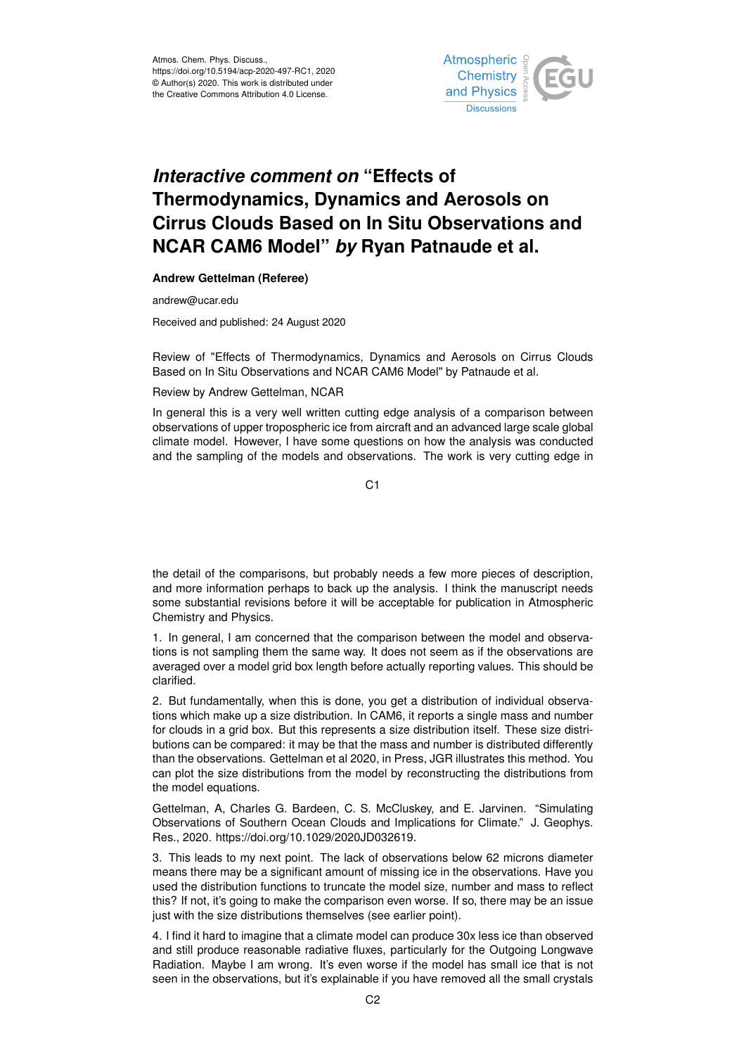# *Interactive comment on* "Effects of Thermodynamics, Dynamics and Aerosols on Cirrus Clouds Based on In Situ Observations and NCAR CAM6 Model" *by* Ryan Patnaude et al.

**Andrew Gettelman (Referee)**

andrew@ucar.edu

Received and published: 24 August 2020

Review of "Effects of Thermodynamics, Dynamics and Aerosols on Cirrus Clouds Based on In Situ Observations and NCAR CAM6 Model" by Patnaude et al.

Review by Andrew Gettelman, NCAR

In general this is a very well written cutting edge analysis of a comparison between observations of upper tropospheric ice from aircraft and an advanced large scale global climate model. However, I have some questions on how the analysis was conducted and the sampling of the models and observations. The work is very cutting edge in the detail of the comparisons, but probably needs a few more pieces of description, and more information perhaps to back up the analysis. I think the manuscript needs some substantial revisions before it will be acceptable for publication in Atmospheric Chemistry and Physics.

1. In general, I am concerned that the comparison between the model and observations is not sampling them the same way. It does not seem as if the observations are averaged over a model grid box length before actually reporting values. This should be clarified.

2. But fundamentally, when this is done, you get a distribution of individual observations which make up a size distribution. In CAM6, it reports a single mass and number for clouds in a grid box. But this represents a size distribution itself. These size distributions can be compared: it may be that the mass and number is distributed differently than the observations. Gettelman et al 2020, in Press, JGR illustrates this method. You can plot the size distributions from the model by reconstructing the distributions from the model equations.

Gettelman, A, Charles G. Bardeen, C. S. McCluskey, and E. Jarvinen. "Simulating Observations of Southern Ocean Clouds and Implications for Climate." J. Geophys. Res., 2020. https://doi.org/10.1029/2020JD032619.

3. This leads to my next point. The lack of observations below 62 microns diameter means there may be a significant amount of missing ice in the observations. Have you used the distribution functions to truncate the model size, number and mass to reflect this? If not, it's going to make the comparison even worse. If so, there may be an issue just with the size distributions themselves (see earlier point).

4. I find it hard to imagine that a climate model can produce 30x less ice than observed and still produce reasonable radiative fluxes, particularly for the Outgoing Longwave Radiation. Maybe I am wrong. It's even worse if the model has small ice that is not seen in the observations, but it's explainable if you have removed all the small crystals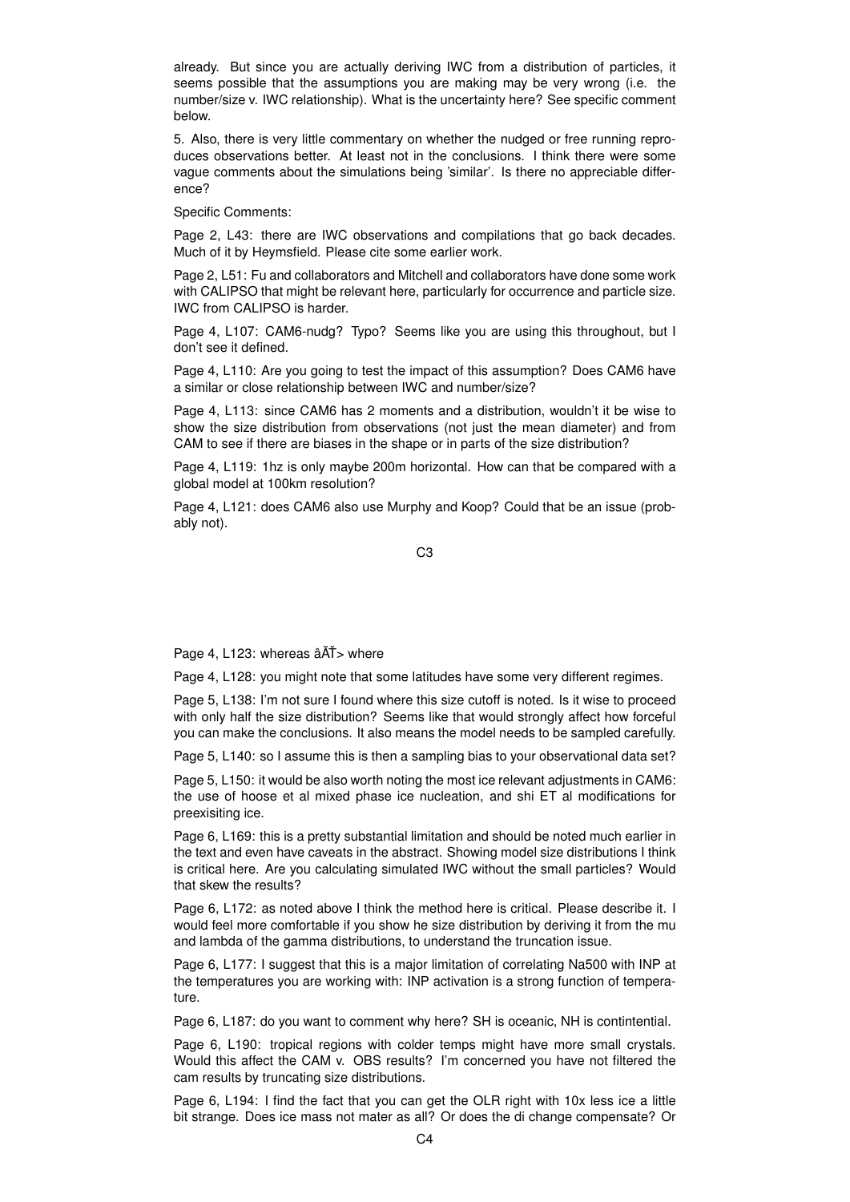already. But since you are actually deriving IWC from a distribution of particles, it seems possible that the assumptions you are making may be very wrong (i.e. the number/size v. IWC relationship). What is the uncertainty here? See specific comment below.

5. Also, there is very little commentary on whether the nudged or free running reproduces observations better. At least not in the conclusions. I think there were some vague comments about the simulations being 'similar'. Is there no appreciable difference?

Specific Comments:

Page 2, L43: there are IWC observations and compilations that go back decades. Much of it by Heymsfield. Please cite some earlier work.

Page 2, L51: Fu and collaborators and Mitchell and collaborators have done some work with CALIPSO that might be relevant here, particularly for occurrence and particle size. IWC from CALIPSO is harder.

Page 4, L107: CAM6-nudg? Typo? Seems like you are using this throughout, but I don't see it defined.

Page 4, L110: Are you going to test the impact of this assumption? Does CAM6 have a similar or close relationship between IWC and number/size?

Page 4, L113: since CAM6 has 2 moments and a distribution, wouldn't it be wise to show the size distribution from observations (not just the mean diameter) and from CAM to see if there are biases in the shape or in parts of the size distribution?

Page 4, L119: 1hz is only maybe 200m horizontal. How can that be compared with a global model at 100km resolution?

Page 4, L121: does CAM6 also use Murphy and Koop? Could that be an issue (probably not).

Page 4, L123: whereas âĂŤ> where

Page 4, L128: you might note that some latitudes have some very different regimes.

Page 5, L138: I'm not sure I found where this size cutoff is noted. Is it wise to proceed with only half the size distribution? Seems like that would strongly affect how forceful you can make the conclusions. It also means the model needs to be sampled carefully.

Page 5, L140: so I assume this is then a sampling bias to your observational data set?

Page 5, L150: it would be also worth noting the most ice relevant adjustments in CAM6: the use of hoose et al mixed phase ice nucleation, and shi ET al modifications for preexisiting ice.

Page 6, L169: this is a pretty substantial limitation and should be noted much earlier in the text and even have caveats in the abstract. Showing model size distributions I think is critical here. Are you calculating simulated IWC without the small particles? Would that skew the results?

Page 6, L172: as noted above I think the method here is critical. Please describe it. I would feel more comfortable if you show he size distribution by deriving it from the mu and lambda of the gamma distributions, to understand the truncation issue.

Page 6, L177: I suggest that this is a major limitation of correlating Na500 with INP at the temperatures you are working with: INP activation is a strong function of temperature.

Page 6, L187: do you want to comment why here? SH is oceanic, NH is contintential.

Page 6, L190: tropical regions with colder temps might have more small crystals. Would this affect the CAM v. OBS results? I'm concerned you have not filtered the cam results by truncating size distributions.

Page 6, L194: I find the fact that you can get the OLR right with 10x less ice a little bit strange. Does ice mass not mater as all? Or does the di change compensate? Or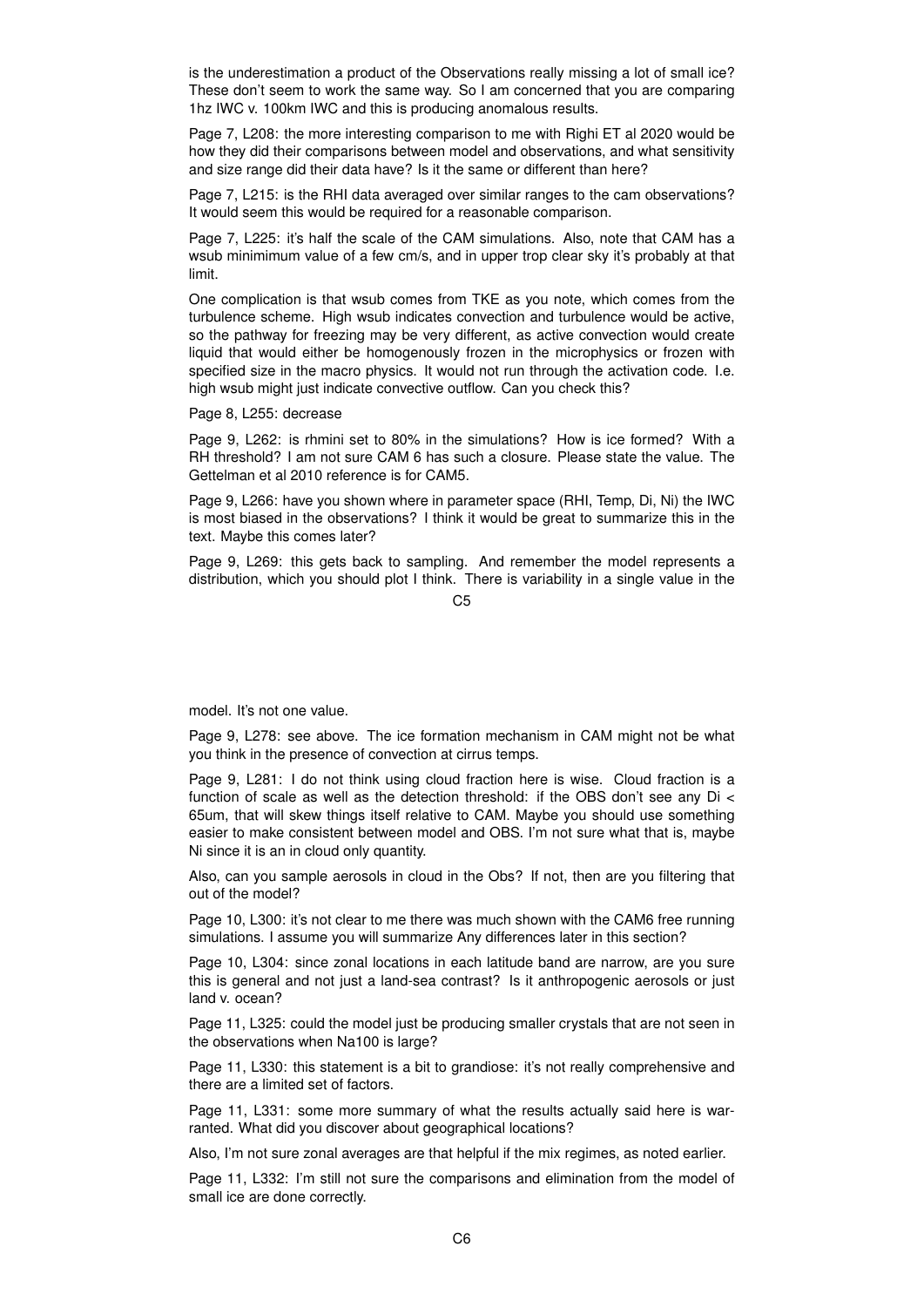is the underestimation a product of the Observations really missing a lot of small ice? These don't seem to work the same way. So I am concerned that you are comparing 1hz IWC v. 100km IWC and this is producing anomalous results.

Page 7, L208: the more interesting comparison to me with Righi ET al 2020 would be how they did their comparisons between model and observations, and what sensitivity and size range did their data have? Is it the same or different than here?

Page 7, L215: is the RHI data averaged over similar ranges to the cam observations? It would seem this would be required for a reasonable comparison.

Page 7, L225: it's half the scale of the CAM simulations. Also, note that CAM has a wsub minimimum value of a few cm/s, and in upper trop clear sky it's probably at that limit.

One complication is that wsub comes from TKE as you note, which comes from the turbulence scheme. High wsub indicates convection and turbulence would be active, so the pathway for freezing may be very different, as active convection would create liquid that would either be homogenously frozen in the microphysics or frozen with specified size in the macro physics. It would not run through the activation code. I.e. high wsub might just indicate convective outflow. Can you check this?

Page 8, L255: decrease

Page 9, L262: is rhmini set to 80% in the simulations? How is ice formed? With a RH threshold? I am not sure CAM 6 has such a closure. Please state the value. The Gettelman et al 2010 reference is for CAM5.

Page 9, L266: have you shown where in parameter space (RHI, Temp, Di, Ni) the IWC is most biased in the observations? I think it would be great to summarize this in the text. Maybe this comes later?

Page 9, L269: this gets back to sampling. And remember the model represents a distribution, which you should plot I think. There is variability in a single value in the model. It's not one value.

Page 9, L278: see above. The ice formation mechanism in CAM might not be what you think in the presence of convection at cirrus temps.

Page 9, L281: I do not think using cloud fraction here is wise. Cloud fraction is a function of scale as well as the detection threshold: if the OBS don't see any Di < 65um, that will skew things itself relative to CAM. Maybe you should use something easier to make consistent between model and OBS. I'm not sure what that is, maybe Ni since it is an in cloud only quantity.

Also, can you sample aerosols in cloud in the Obs? If not, then are you filtering that out of the model?

Page 10, L300: it's not clear to me there was much shown with the CAM6 free running simulations. I assume you will summarize Any differences later in this section?

Page 10, L304: since zonal locations in each latitude band are narrow, are you sure this is general and not just a land-sea contrast? Is it anthropogenic aerosols or just land v. ocean?

Page 11, L325: could the model just be producing smaller crystals that are not seen in the observations when Na100 is large?

Page 11, L330: this statement is a bit to grandiose: it's not really comprehensive and there are a limited set of factors.

Page 11, L331: some more summary of what the results actually said here is warranted. What did you discover about geographical locations?

Also, I'm not sure zonal averages are that helpful if the mix regimes, as noted earlier.

Page 11, L332: I'm still not sure the comparisons and elimination from the model of small ice are done correctly.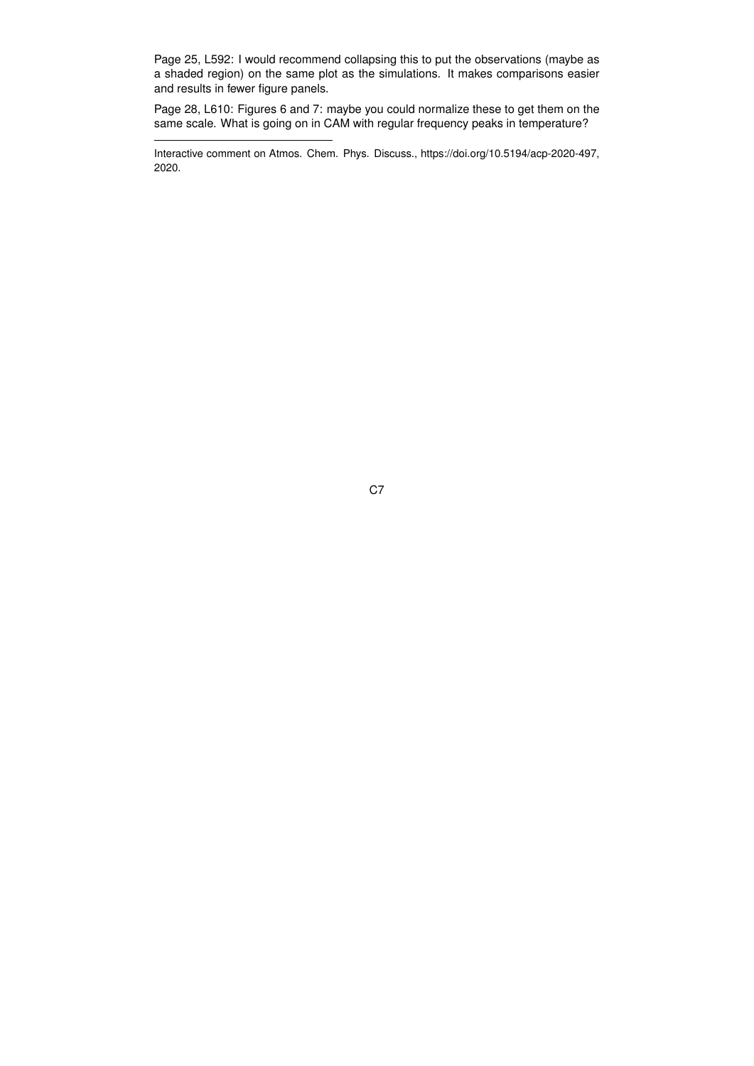Page 25, L592: I would recommend collapsing this to put the observations (maybe as a shaded region) on the same plot as the simulations. It makes comparisons easier and results in fewer figure panels.

Page 28, L610: Figures 6 and 7: maybe you could normalize these to get them on the same scale. What is going on in CAM with regular frequency peaks in temperature?

---

Interactive comment on Atmos. Chem. Phys. Discuss., https://doi.org/10.5194/acp-2020-497, 2020.